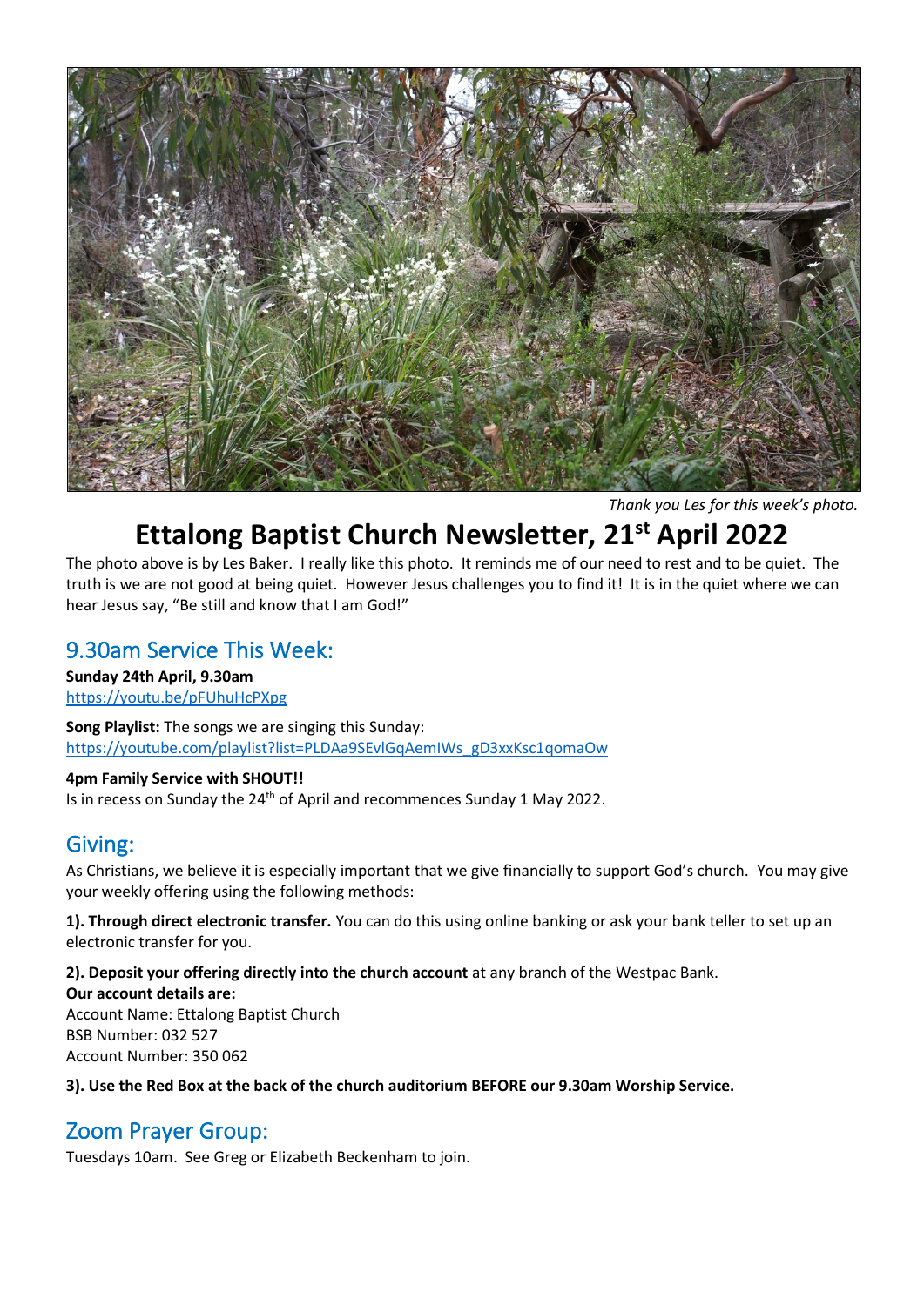*Thank you Les for this week's photo.*

# Ettalong Baptist Church Newsletter, 21st April 2022

The photo above is by Les Baker. I really like this photo. It reminds me of our need to rest and to be quiet. The truth is we are not good at being quiet. However Jesus challenges you to find it! It is in the quiet where we can hear Jesus say, "Be still and know that I am God!"

## 9.30am Service This Week:

**Sunday 24th April, 9.30am**
https://youtu.be/pFUhuHcPXpg

**Song Playlist:** The songs we are singing this Sunday:
https://youtube.com/playlist?list=PLDAa9SEvlGqAemIWs_gD3xxKsc1qomaOw

**4pm Family Service with SHOUT!!**
Is in recess on Sunday the 24th of April and recommences Sunday 1 May 2022.

## Giving:

As Christians, we believe it is especially important that we give financially to support God's church. You may give your weekly offering using the following methods:

**1). Through direct electronic transfer.** You can do this using online banking or ask your bank teller to set up an electronic transfer for you.

**2). Deposit your offering directly into the church account** at any branch of the Westpac Bank.
**Our account details are:**
Account Name: Ettalong Baptist Church
BSB Number: 032 527
Account Number: 350 062

**3). Use the Red Box at the back of the church auditorium <u>BEFORE</u> our 9.30am Worship Service.**

## Zoom Prayer Group:

Tuesdays 10am. See Greg or Elizabeth Beckenham to join.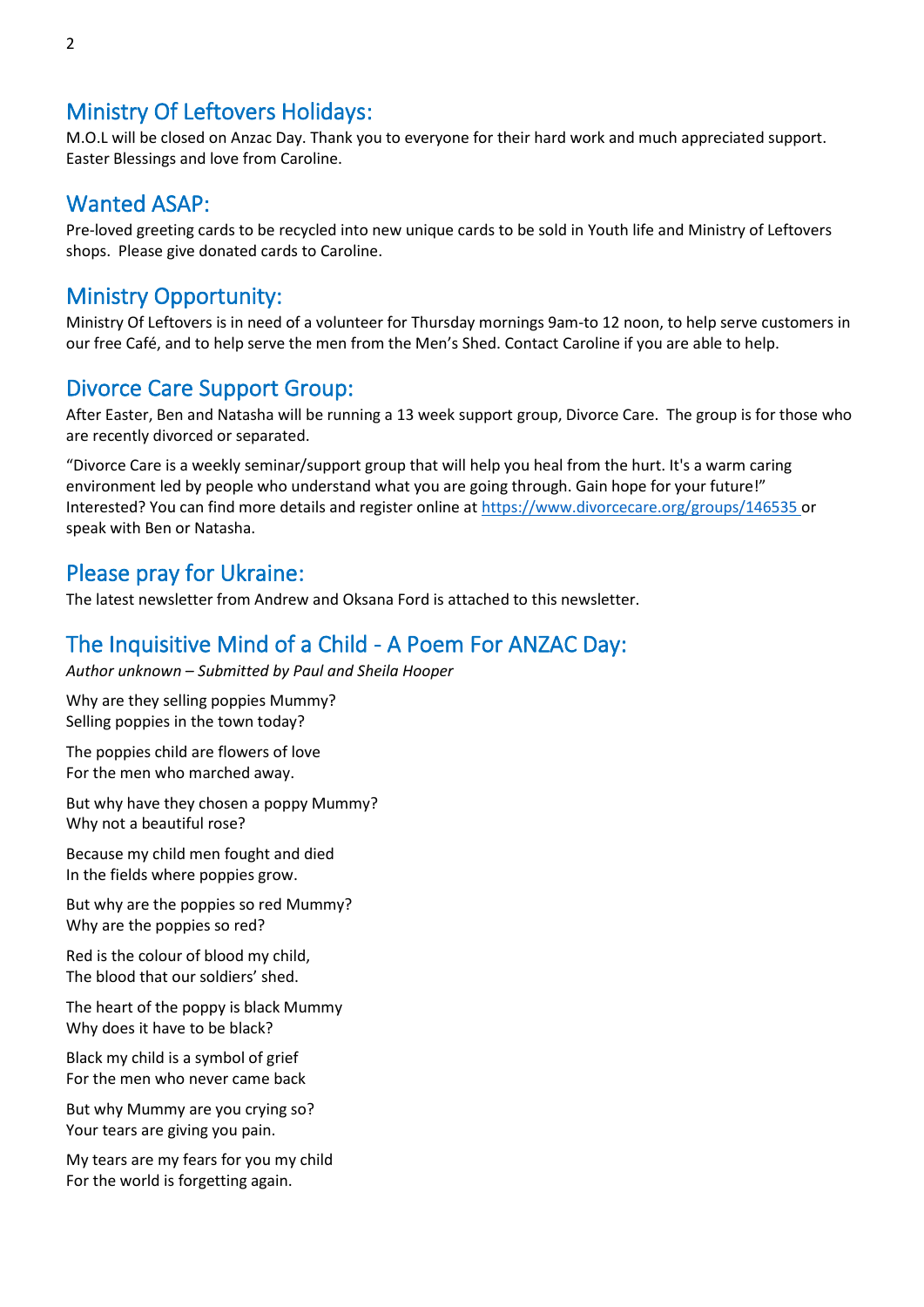## Ministry Of Leftovers Holidays:

M.O.L will be closed on Anzac Day. Thank you to everyone for their hard work and much appreciated support. Easter Blessings and love from Caroline.

## Wanted ASAP:

Pre-loved greeting cards to be recycled into new unique cards to be sold in Youth life and Ministry of Leftovers shops. Please give donated cards to Caroline.

## Ministry Opportunity:

Ministry Of Leftovers is in need of a volunteer for Thursday mornings 9am-to 12 noon, to help serve customers in our free Café, and to help serve the men from the Men's Shed. Contact Caroline if you are able to help.

## Divorce Care Support Group:

After Easter, Ben and Natasha will be running a 13 week support group, Divorce Care. The group is for those who are recently divorced or separated.

"Divorce Care is a weekly seminar/support group that will help you heal from the hurt. It's a warm caring environment led by people who understand what you are going through. Gain hope for your future!" Interested? You can find more details and register online at https://www.divorcecare.org/groups/146535 or speak with Ben or Natasha.

## Please pray for Ukraine:

The latest newsletter from Andrew and Oksana Ford is attached to this newsletter.

## The Inquisitive Mind of a Child - A Poem For ANZAC Day:

*Author unknown – Submitted by Paul and Sheila Hooper*

Why are they selling poppies Mummy?
Selling poppies in the town today?

The poppies child are flowers of love
For the men who marched away.

But why have they chosen a poppy Mummy?
Why not a beautiful rose?

Because my child men fought and died
In the fields where poppies grow.

But why are the poppies so red Mummy?
Why are the poppies so red?

Red is the colour of blood my child,
The blood that our soldiers' shed.

The heart of the poppy is black Mummy
Why does it have to be black?

Black my child is a symbol of grief
For the men who never came back

But why Mummy are you crying so?
Your tears are giving you pain.

My tears are my fears for you my child
For the world is forgetting again.